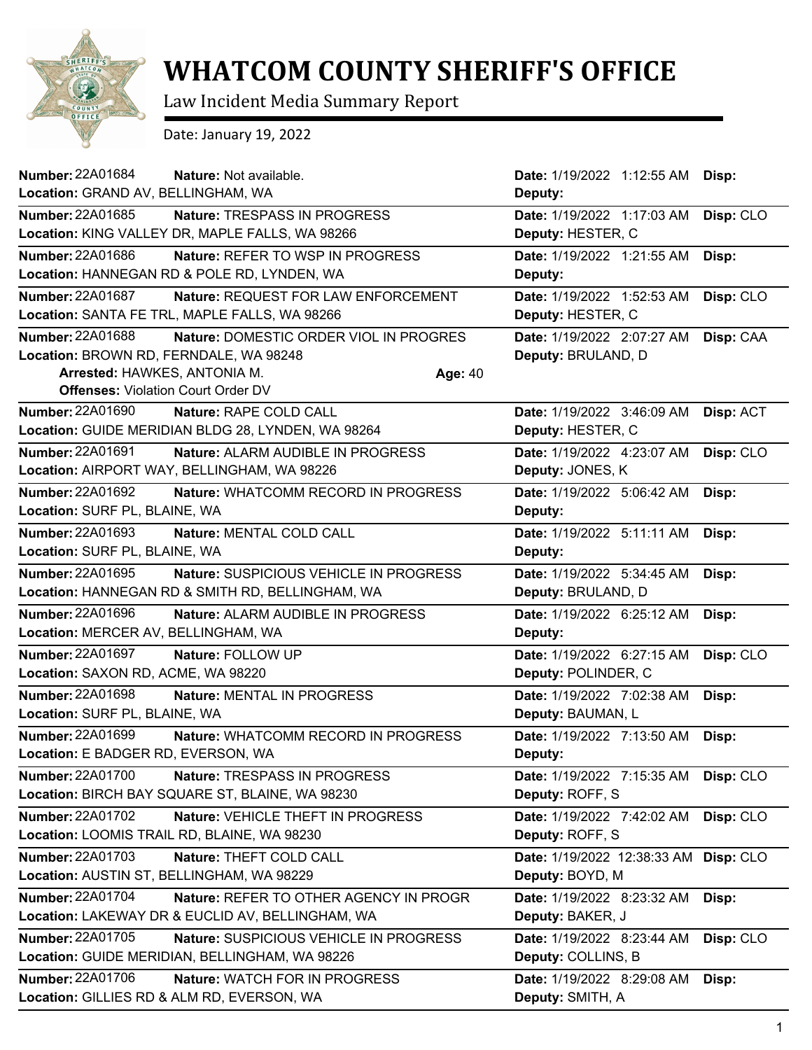# WHATCOM COUNTY SHERIFF'S OFFICE

Law Incident Media Summary Report

Date: January 19, 2022

**Number:** 22A01684 **Nature:** Not available. **Date:** 1/19/2022 1:12:55 AM **Disp:**
**Location:** GRAND AV, BELLINGHAM, WA **Deputy:**

**Number:** 22A01685 **Nature:** TRESPASS IN PROGRESS **Date:** 1/19/2022 1:17:03 AM **Disp:** CLO
**Location:** KING VALLEY DR, MAPLE FALLS, WA 98266 **Deputy:** HESTER, C

**Number:** 22A01686 **Nature:** REFER TO WSP IN PROGRESS **Date:** 1/19/2022 1:21:55 AM **Disp:**
**Location:** HANNEGAN RD & POLE RD, LYNDEN, WA **Deputy:**

**Number:** 22A01687 **Nature:** REQUEST FOR LAW ENFORCEMENT **Date:** 1/19/2022 1:52:53 AM **Disp:** CLO
**Location:** SANTA FE TRL, MAPLE FALLS, WA 98266 **Deputy:** HESTER, C

**Number:** 22A01688 **Nature:** DOMESTIC ORDER VIOL IN PROGRES **Date:** 1/19/2022 2:07:27 AM **Disp:** CAA
**Location:** BROWN RD, FERNDALE, WA 98248 **Deputy:** BRULAND, D
**Arrested:** HAWKES, ANTONIA M. **Age:** 40
**Offenses:** Violation Court Order DV

**Number:** 22A01690 **Nature:** RAPE COLD CALL **Date:** 1/19/2022 3:46:09 AM **Disp:** ACT
**Location:** GUIDE MERIDIAN BLDG 28, LYNDEN, WA 98264 **Deputy:** HESTER, C

**Number:** 22A01691 **Nature:** ALARM AUDIBLE IN PROGRESS **Date:** 1/19/2022 4:23:07 AM **Disp:** CLO
**Location:** AIRPORT WAY, BELLINGHAM, WA 98226 **Deputy:** JONES, K

**Number:** 22A01692 **Nature:** WHATCOMM RECORD IN PROGRESS **Date:** 1/19/2022 5:06:42 AM **Disp:**
**Location:** SURF PL, BLAINE, WA **Deputy:**

**Number:** 22A01693 **Nature:** MENTAL COLD CALL **Date:** 1/19/2022 5:11:11 AM **Disp:**
**Location:** SURF PL, BLAINE, WA **Deputy:**

**Number:** 22A01695 **Nature:** SUSPICIOUS VEHICLE IN PROGRESS **Date:** 1/19/2022 5:34:45 AM **Disp:**
**Location:** HANNEGAN RD & SMITH RD, BELLINGHAM, WA **Deputy:** BRULAND, D

**Number:** 22A01696 **Nature:** ALARM AUDIBLE IN PROGRESS **Date:** 1/19/2022 6:25:12 AM **Disp:**
**Location:** MERCER AV, BELLINGHAM, WA **Deputy:**

**Number:** 22A01697 **Nature:** FOLLOW UP **Date:** 1/19/2022 6:27:15 AM **Disp:** CLO
**Location:** SAXON RD, ACME, WA 98220 **Deputy:** POLINDER, C

**Number:** 22A01698 **Nature:** MENTAL IN PROGRESS **Date:** 1/19/2022 7:02:38 AM **Disp:**
**Location:** SURF PL, BLAINE, WA **Deputy:** BAUMAN, L

**Number:** 22A01699 **Nature:** WHATCOMM RECORD IN PROGRESS **Date:** 1/19/2022 7:13:50 AM **Disp:**
**Location:** E BADGER RD, EVERSON, WA **Deputy:**

**Number:** 22A01700 **Nature:** TRESPASS IN PROGRESS **Date:** 1/19/2022 7:15:35 AM **Disp:** CLO
**Location:** BIRCH BAY SQUARE ST, BLAINE, WA 98230 **Deputy:** ROFF, S

**Number:** 22A01702 **Nature:** VEHICLE THEFT IN PROGRESS **Date:** 1/19/2022 7:42:02 AM **Disp:** CLO
**Location:** LOOMIS TRAIL RD, BLAINE, WA 98230 **Deputy:** ROFF, S

**Number:** 22A01703 **Nature:** THEFT COLD CALL **Date:** 1/19/2022 12:38:33 AM **Disp:** CLO
**Location:** AUSTIN ST, BELLINGHAM, WA 98229 **Deputy:** BOYD, M

**Number:** 22A01704 **Nature:** REFER TO OTHER AGENCY IN PROGR **Date:** 1/19/2022 8:23:32 AM **Disp:**
**Location:** LAKEWAY DR & EUCLID AV, BELLINGHAM, WA **Deputy:** BAKER, J

**Number:** 22A01705 **Nature:** SUSPICIOUS VEHICLE IN PROGRESS **Date:** 1/19/2022 8:23:44 AM **Disp:** CLO
**Location:** GUIDE MERIDIAN, BELLINGHAM, WA 98226 **Deputy:** COLLINS, B

**Number:** 22A01706 **Nature:** WATCH FOR IN PROGRESS **Date:** 1/19/2022 8:29:08 AM **Disp:**
**Location:** GILLIES RD & ALM RD, EVERSON, WA **Deputy:** SMITH, A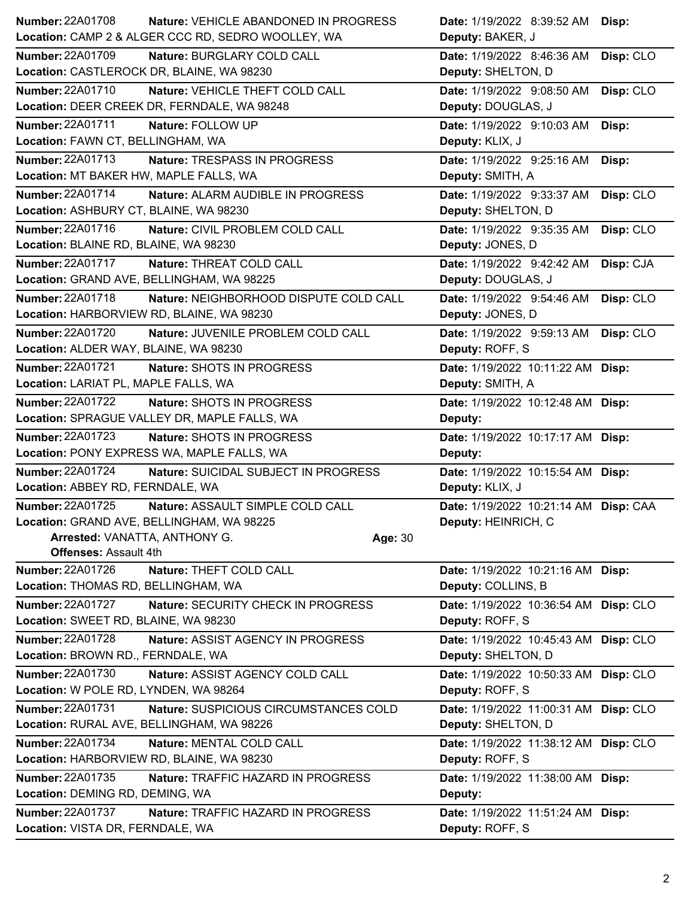**Number:** 22A01708 **Nature:** VEHICLE ABANDONED IN PROGRESS **Date:** 1/19/2022 8:39:52 AM **Disp:**
**Location:** CAMP 2 & ALGER CCC RD, SEDRO WOOLLEY, WA **Deputy:** BAKER, J

---

**Number:** 22A01709 **Nature:** BURGLARY COLD CALL **Date:** 1/19/2022 8:46:36 AM **Disp:** CLO
**Location:** CASTLEROCK DR, BLAINE, WA 98230 **Deputy:** SHELTON, D

---

**Number:** 22A01710 **Nature:** VEHICLE THEFT COLD CALL **Date:** 1/19/2022 9:08:50 AM **Disp:** CLO
**Location:** DEER CREEK DR, FERNDALE, WA 98248 **Deputy:** DOUGLAS, J

---

**Number:** 22A01711 **Nature:** FOLLOW UP **Date:** 1/19/2022 9:10:03 AM **Disp:**
**Location:** FAWN CT, BELLINGHAM, WA **Deputy:** KLIX, J

---

**Number:** 22A01713 **Nature:** TRESPASS IN PROGRESS **Date:** 1/19/2022 9:25:16 AM **Disp:**
**Location:** MT BAKER HW, MAPLE FALLS, WA **Deputy:** SMITH, A

---

**Number:** 22A01714 **Nature:** ALARM AUDIBLE IN PROGRESS **Date:** 1/19/2022 9:33:37 AM **Disp:** CLO
**Location:** ASHBURY CT, BLAINE, WA 98230 **Deputy:** SHELTON, D

---

**Number:** 22A01716 **Nature:** CIVIL PROBLEM COLD CALL **Date:** 1/19/2022 9:35:35 AM **Disp:** CLO
**Location:** BLAINE RD, BLAINE, WA 98230 **Deputy:** JONES, D

---

**Number:** 22A01717 **Nature:** THREAT COLD CALL **Date:** 1/19/2022 9:42:42 AM **Disp:** CJA
**Location:** GRAND AVE, BELLINGHAM, WA 98225 **Deputy:** DOUGLAS, J

---

**Number:** 22A01718 **Nature:** NEIGHBORHOOD DISPUTE COLD CALL **Date:** 1/19/2022 9:54:46 AM **Disp:** CLO
**Location:** HARBORVIEW RD, BLAINE, WA 98230 **Deputy:** JONES, D

---

**Number:** 22A01720 **Nature:** JUVENILE PROBLEM COLD CALL **Date:** 1/19/2022 9:59:13 AM **Disp:** CLO
**Location:** ALDER WAY, BLAINE, WA 98230 **Deputy:** ROFF, S

---

**Number:** 22A01721 **Nature:** SHOTS IN PROGRESS **Date:** 1/19/2022 10:11:22 AM **Disp:**
**Location:** LARIAT PL, MAPLE FALLS, WA **Deputy:** SMITH, A

---

**Number:** 22A01722 **Nature:** SHOTS IN PROGRESS **Date:** 1/19/2022 10:12:48 AM **Disp:**
**Location:** SPRAGUE VALLEY DR, MAPLE FALLS, WA **Deputy:**

---

**Number:** 22A01723 **Nature:** SHOTS IN PROGRESS **Date:** 1/19/2022 10:17:17 AM **Disp:**
**Location:** PONY EXPRESS WA, MAPLE FALLS, WA **Deputy:**

---

**Number:** 22A01724 **Nature:** SUICIDAL SUBJECT IN PROGRESS **Date:** 1/19/2022 10:15:54 AM **Disp:**
**Location:** ABBEY RD, FERNDALE, WA **Deputy:** KLIX, J

---

**Number:** 22A01725 **Nature:** ASSAULT SIMPLE COLD CALL **Date:** 1/19/2022 10:21:14 AM **Disp:** CAA
**Location:** GRAND AVE, BELLINGHAM, WA 98225 **Deputy:** HEINRICH, C
**Arrested:** VANATTA, ANTHONY G. **Age:** 30
**Offenses:** Assault 4th

---

**Number:** 22A01726 **Nature:** THEFT COLD CALL **Date:** 1/19/2022 10:21:16 AM **Disp:**
**Location:** THOMAS RD, BELLINGHAM, WA **Deputy:** COLLINS, B

---

**Number:** 22A01727 **Nature:** SECURITY CHECK IN PROGRESS **Date:** 1/19/2022 10:36:54 AM **Disp:** CLO
**Location:** SWEET RD, BLAINE, WA 98230 **Deputy:** ROFF, S

---

**Number:** 22A01728 **Nature:** ASSIST AGENCY IN PROGRESS **Date:** 1/19/2022 10:45:43 AM **Disp:** CLO
**Location:** BROWN RD., FERNDALE, WA **Deputy:** SHELTON, D

---

**Number:** 22A01730 **Nature:** ASSIST AGENCY COLD CALL **Date:** 1/19/2022 10:50:33 AM **Disp:** CLO
**Location:** W POLE RD, LYNDEN, WA 98264 **Deputy:** ROFF, S

---

**Number:** 22A01731 **Nature:** SUSPICIOUS CIRCUMSTANCES COLD **Date:** 1/19/2022 11:00:31 AM **Disp:** CLO
**Location:** RURAL AVE, BELLINGHAM, WA 98226 **Deputy:** SHELTON, D

---

**Number:** 22A01734 **Nature:** MENTAL COLD CALL **Date:** 1/19/2022 11:38:12 AM **Disp:** CLO
**Location:** HARBORVIEW RD, BLAINE, WA 98230 **Deputy:** ROFF, S

---

**Number:** 22A01735 **Nature:** TRAFFIC HAZARD IN PROGRESS **Date:** 1/19/2022 11:38:00 AM **Disp:**
**Location:** DEMING RD, DEMING, WA **Deputy:**

---

**Number:** 22A01737 **Nature:** TRAFFIC HAZARD IN PROGRESS **Date:** 1/19/2022 11:51:24 AM **Disp:**
**Location:** VISTA DR, FERNDALE, WA **Deputy:** ROFF, S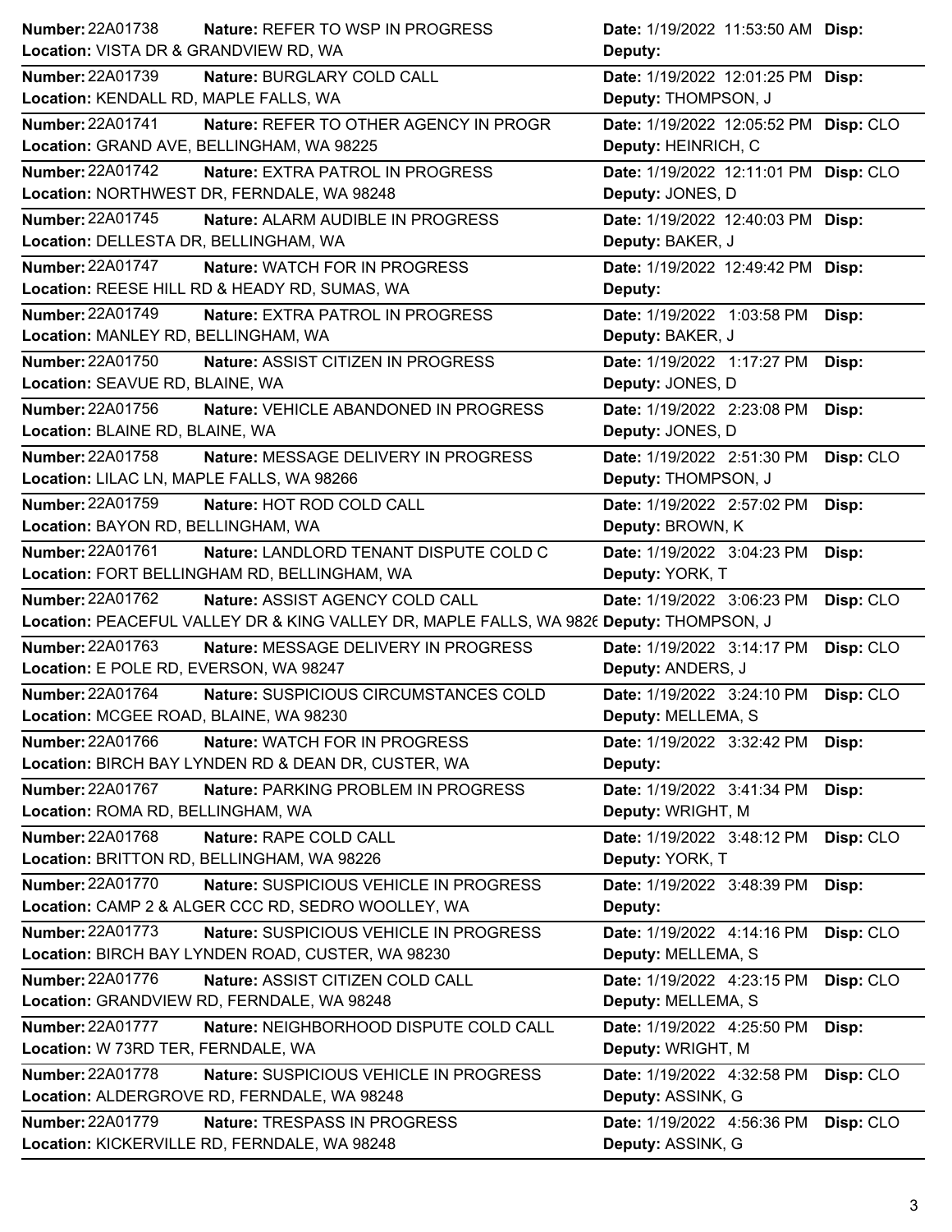| Number | Nature | Location | Date | Deputy | Disp |
|---|---|---|---|---|---|
| 22A01738 | REFER TO WSP IN PROGRESS | VISTA DR & GRANDVIEW RD, WA | 1/19/2022 11:53:50 AM | | |
| 22A01739 | BURGLARY COLD CALL | KENDALL RD, MAPLE FALLS, WA | 1/19/2022 12:01:25 PM | THOMPSON, J | |
| 22A01741 | REFER TO OTHER AGENCY IN PROGR | GRAND AVE, BELLINGHAM, WA 98225 | 1/19/2022 12:05:52 PM | HEINRICH, C | CLO |
| 22A01742 | EXTRA PATROL IN PROGRESS | NORTHWEST DR, FERNDALE, WA 98248 | 1/19/2022 12:11:01 PM | JONES, D | CLO |
| 22A01745 | ALARM AUDIBLE IN PROGRESS | DELLESTA DR, BELLINGHAM, WA | 1/19/2022 12:40:03 PM | BAKER, J | |
| 22A01747 | WATCH FOR IN PROGRESS | REESE HILL RD & HEADY RD, SUMAS, WA | 1/19/2022 12:49:42 PM | | |
| 22A01749 | EXTRA PATROL IN PROGRESS | MANLEY RD, BELLINGHAM, WA | 1/19/2022 1:03:58 PM | BAKER, J | |
| 22A01750 | ASSIST CITIZEN IN PROGRESS | SEAVUE RD, BLAINE, WA | 1/19/2022 1:17:27 PM | JONES, D | |
| 22A01756 | VEHICLE ABANDONED IN PROGRESS | BLAINE RD, BLAINE, WA | 1/19/2022 2:23:08 PM | JONES, D | |
| 22A01758 | MESSAGE DELIVERY IN PROGRESS | LILAC LN, MAPLE FALLS, WA 98266 | 1/19/2022 2:51:30 PM | THOMPSON, J | CLO |
| 22A01759 | HOT ROD COLD CALL | BAYON RD, BELLINGHAM, WA | 1/19/2022 2:57:02 PM | BROWN, K | |
| 22A01761 | LANDLORD TENANT DISPUTE COLD C | FORT BELLINGHAM RD, BELLINGHAM, WA | 1/19/2022 3:04:23 PM | YORK, T | |
| 22A01762 | ASSIST AGENCY COLD CALL | PEACEFUL VALLEY DR & KING VALLEY DR, MAPLE FALLS, WA 9826 | 1/19/2022 3:06:23 PM | THOMPSON, J | CLO |
| 22A01763 | MESSAGE DELIVERY IN PROGRESS | E POLE RD, EVERSON, WA 98247 | 1/19/2022 3:14:17 PM | ANDERS, J | CLO |
| 22A01764 | SUSPICIOUS CIRCUMSTANCES COLD | MCGEE ROAD, BLAINE, WA 98230 | 1/19/2022 3:24:10 PM | MELLEMA, S | CLO |
| 22A01766 | WATCH FOR IN PROGRESS | BIRCH BAY LYNDEN RD & DEAN DR, CUSTER, WA | 1/19/2022 3:32:42 PM | | |
| 22A01767 | PARKING PROBLEM IN PROGRESS | ROMA RD, BELLINGHAM, WA | 1/19/2022 3:41:34 PM | WRIGHT, M | |
| 22A01768 | RAPE COLD CALL | BRITTON RD, BELLINGHAM, WA 98226 | 1/19/2022 3:48:12 PM | YORK, T | CLO |
| 22A01770 | SUSPICIOUS VEHICLE IN PROGRESS | CAMP 2 & ALGER CCC RD, SEDRO WOOLLEY, WA | 1/19/2022 3:48:39 PM | | |
| 22A01773 | SUSPICIOUS VEHICLE IN PROGRESS | BIRCH BAY LYNDEN ROAD, CUSTER, WA 98230 | 1/19/2022 4:14:16 PM | MELLEMA, S | CLO |
| 22A01776 | ASSIST CITIZEN COLD CALL | GRANDVIEW RD, FERNDALE, WA 98248 | 1/19/2022 4:23:15 PM | MELLEMA, S | CLO |
| 22A01777 | NEIGHBORHOOD DISPUTE COLD CALL | W 73RD TER, FERNDALE, WA | 1/19/2022 4:25:50 PM | WRIGHT, M | |
| 22A01778 | SUSPICIOUS VEHICLE IN PROGRESS | ALDERGROVE RD, FERNDALE, WA 98248 | 1/19/2022 4:32:58 PM | ASSINK, G | CLO |
| 22A01779 | TRESPASS IN PROGRESS | KICKERVILLE RD, FERNDALE, WA 98248 | 1/19/2022 4:56:36 PM | ASSINK, G | CLO |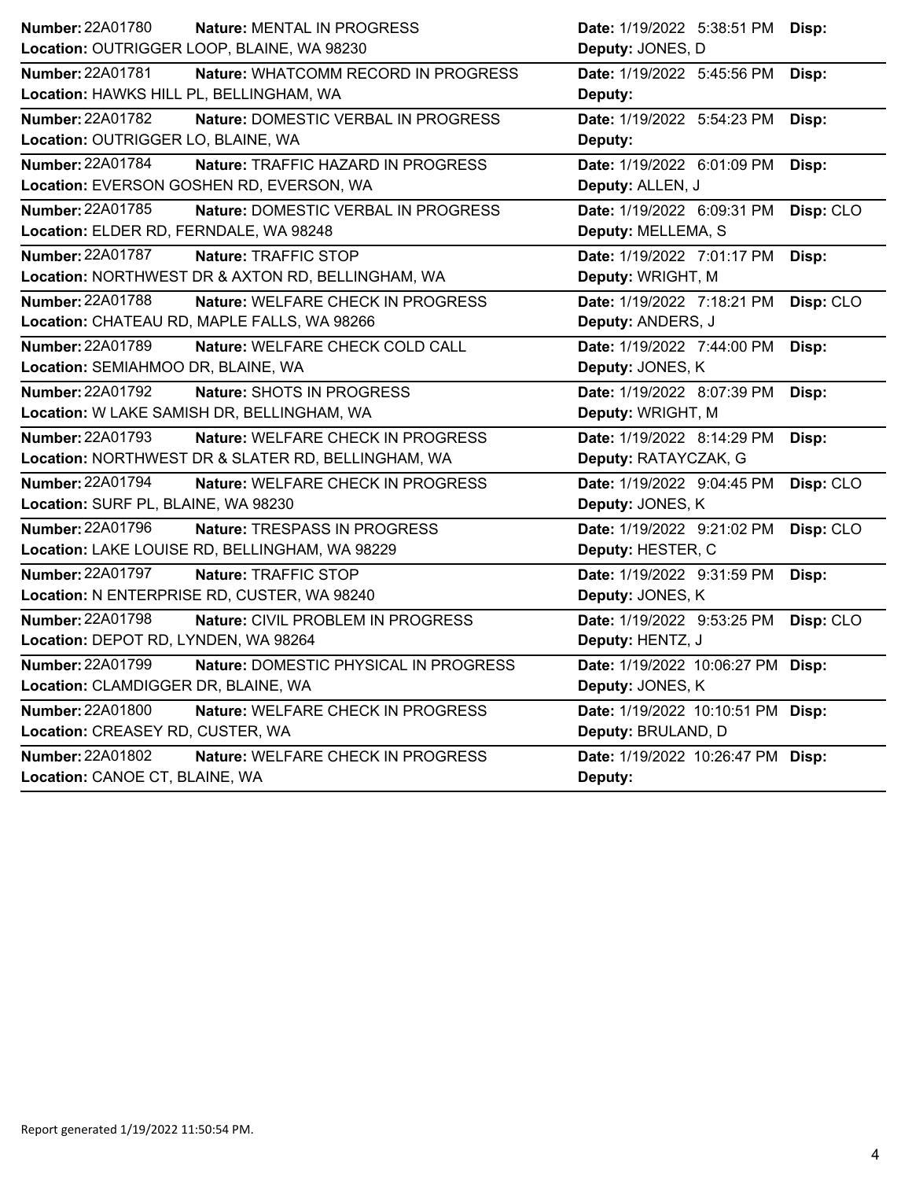**Number:** 22A01780 **Nature:** MENTAL IN PROGRESS **Date:** 1/19/2022 5:38:51 PM **Disp:**
**Location:** OUTRIGGER LOOP, BLAINE, WA 98230 **Deputy:** JONES, D

**Number:** 22A01781 **Nature:** WHATCOMM RECORD IN PROGRESS **Date:** 1/19/2022 5:45:56 PM **Disp:**
**Location:** HAWKS HILL PL, BELLINGHAM, WA **Deputy:**

**Number:** 22A01782 **Nature:** DOMESTIC VERBAL IN PROGRESS **Date:** 1/19/2022 5:54:23 PM **Disp:**
**Location:** OUTRIGGER LO, BLAINE, WA **Deputy:**

**Number:** 22A01784 **Nature:** TRAFFIC HAZARD IN PROGRESS **Date:** 1/19/2022 6:01:09 PM **Disp:**
**Location:** EVERSON GOSHEN RD, EVERSON, WA **Deputy:** ALLEN, J

**Number:** 22A01785 **Nature:** DOMESTIC VERBAL IN PROGRESS **Date:** 1/19/2022 6:09:31 PM **Disp:** CLO
**Location:** ELDER RD, FERNDALE, WA 98248 **Deputy:** MELLEMA, S

**Number:** 22A01787 **Nature:** TRAFFIC STOP **Date:** 1/19/2022 7:01:17 PM **Disp:**
**Location:** NORTHWEST DR & AXTON RD, BELLINGHAM, WA **Deputy:** WRIGHT, M

**Number:** 22A01788 **Nature:** WELFARE CHECK IN PROGRESS **Date:** 1/19/2022 7:18:21 PM **Disp:** CLO
**Location:** CHATEAU RD, MAPLE FALLS, WA 98266 **Deputy:** ANDERS, J

**Number:** 22A01789 **Nature:** WELFARE CHECK COLD CALL **Date:** 1/19/2022 7:44:00 PM **Disp:**
**Location:** SEMIAHMOO DR, BLAINE, WA **Deputy:** JONES, K

**Number:** 22A01792 **Nature:** SHOTS IN PROGRESS **Date:** 1/19/2022 8:07:39 PM **Disp:**
**Location:** W LAKE SAMISH DR, BELLINGHAM, WA **Deputy:** WRIGHT, M

**Number:** 22A01793 **Nature:** WELFARE CHECK IN PROGRESS **Date:** 1/19/2022 8:14:29 PM **Disp:**
**Location:** NORTHWEST DR & SLATER RD, BELLINGHAM, WA **Deputy:** RATAYCZAK, G

**Number:** 22A01794 **Nature:** WELFARE CHECK IN PROGRESS **Date:** 1/19/2022 9:04:45 PM **Disp:** CLO
**Location:** SURF PL, BLAINE, WA 98230 **Deputy:** JONES, K

**Number:** 22A01796 **Nature:** TRESPASS IN PROGRESS **Date:** 1/19/2022 9:21:02 PM **Disp:** CLO
**Location:** LAKE LOUISE RD, BELLINGHAM, WA 98229 **Deputy:** HESTER, C

**Number:** 22A01797 **Nature:** TRAFFIC STOP **Date:** 1/19/2022 9:31:59 PM **Disp:**
**Location:** N ENTERPRISE RD, CUSTER, WA 98240 **Deputy:** JONES, K

**Number:** 22A01798 **Nature:** CIVIL PROBLEM IN PROGRESS **Date:** 1/19/2022 9:53:25 PM **Disp:** CLO
**Location:** DEPOT RD, LYNDEN, WA 98264 **Deputy:** HENTZ, J

**Number:** 22A01799 **Nature:** DOMESTIC PHYSICAL IN PROGRESS **Date:** 1/19/2022 10:06:27 PM **Disp:**
**Location:** CLAMDIGGER DR, BLAINE, WA **Deputy:** JONES, K

**Number:** 22A01800 **Nature:** WELFARE CHECK IN PROGRESS **Date:** 1/19/2022 10:10:51 PM **Disp:**
**Location:** CREASEY RD, CUSTER, WA **Deputy:** BRULAND, D

**Number:** 22A01802 **Nature:** WELFARE CHECK IN PROGRESS **Date:** 1/19/2022 10:26:47 PM **Disp:**
**Location:** CANOE CT, BLAINE, WA **Deputy:**

Report generated 1/19/2022 11:50:54 PM.